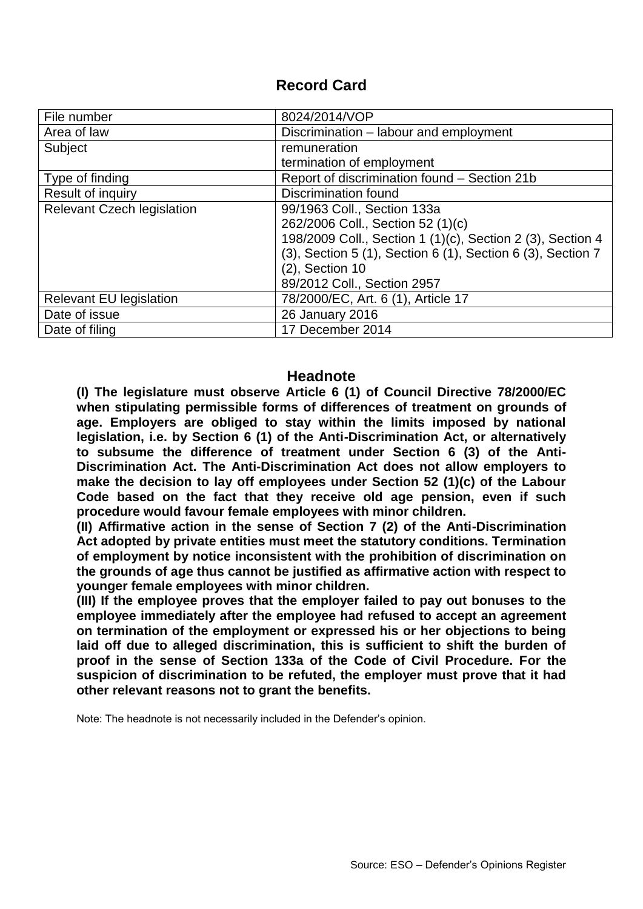# Record Card

| File number | 8024/2014/VOP |
|---|---|
| Area of law | Discrimination – labour and employment |
| Subject | remuneration<br>termination of employment |
| Type of finding | Report of discrimination found – Section 21b |
| Result of inquiry | Discrimination found |
| Relevant Czech legislation | 99/1963 Coll., Section 133a<br>262/2006 Coll., Section 52 (1)(c)<br>198/2009 Coll., Section 1 (1)(c), Section 2 (3), Section 4 (3), Section 5 (1), Section 6 (1), Section 6 (3), Section 7 (2), Section 10<br>89/2012 Coll., Section 2957 |
| Relevant EU legislation | 78/2000/EC, Art. 6 (1), Article 17 |
| Date of issue | 26 January 2016 |
| Date of filing | 17 December 2014 |

## Headnote

**(I) The legislature must observe Article 6 (1) of Council Directive 78/2000/EC when stipulating permissible forms of differences of treatment on grounds of age. Employers are obliged to stay within the limits imposed by national legislation, i.e. by Section 6 (1) of the Anti-Discrimination Act, or alternatively to subsume the difference of treatment under Section 6 (3) of the Anti-Discrimination Act. The Anti-Discrimination Act does not allow employers to make the decision to lay off employees under Section 52 (1)(c) of the Labour Code based on the fact that they receive old age pension, even if such procedure would favour female employees with minor children.**

**(II) Affirmative action in the sense of Section 7 (2) of the Anti-Discrimination Act adopted by private entities must meet the statutory conditions. Termination of employment by notice inconsistent with the prohibition of discrimination on the grounds of age thus cannot be justified as affirmative action with respect to younger female employees with minor children.**

**(III) If the employee proves that the employer failed to pay out bonuses to the employee immediately after the employee had refused to accept an agreement on termination of the employment or expressed his or her objections to being laid off due to alleged discrimination, this is sufficient to shift the burden of proof in the sense of Section 133a of the Code of Civil Procedure. For the suspicion of discrimination to be refuted, the employer must prove that it had other relevant reasons not to grant the benefits.**

Note: The headnote is not necessarily included in the Defender's opinion.

Source: ESO – Defender's Opinions Register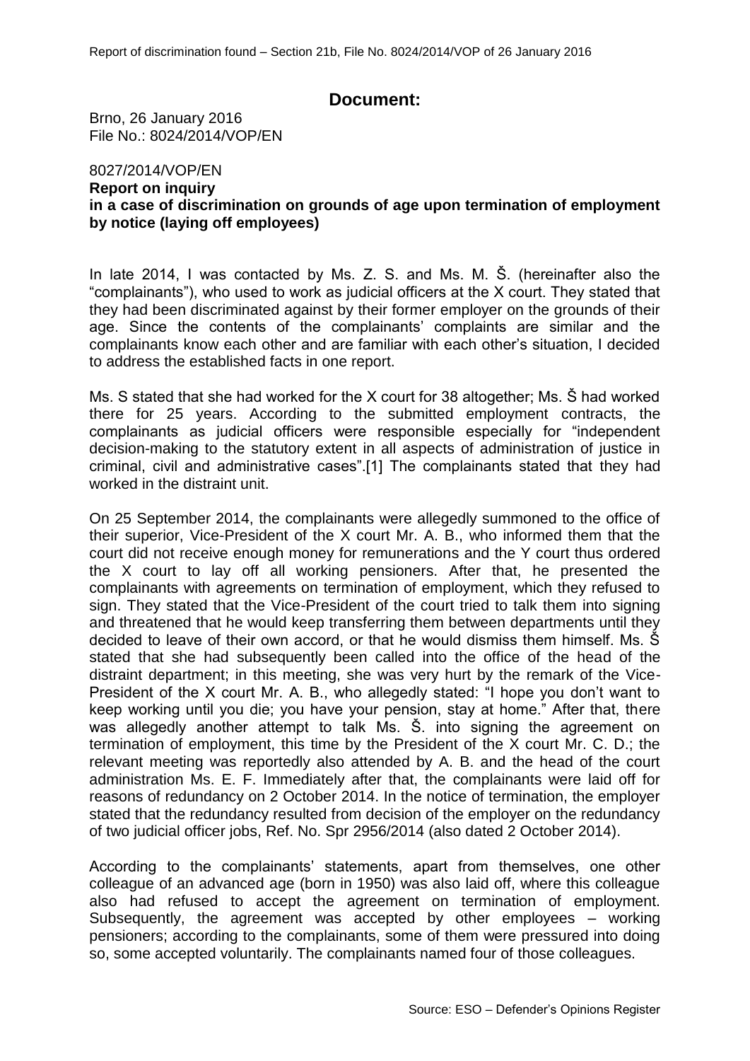## Document:

Brno, 26 January 2016
File No.: 8024/2014/VOP/EN

8027/2014/VOP/EN
**Report on inquiry**
**in a case of discrimination on grounds of age upon termination of employment by notice (laying off employees)**

In late 2014, I was contacted by Ms. Z. S. and Ms. M. Š. (hereinafter also the "complainants"), who used to work as judicial officers at the X court. They stated that they had been discriminated against by their former employer on the grounds of their age. Since the contents of the complainants' complaints are similar and the complainants know each other and are familiar with each other's situation, I decided to address the established facts in one report.

Ms. S stated that she had worked for the X court for 38 altogether; Ms. Š had worked there for 25 years. According to the submitted employment contracts, the complainants as judicial officers were responsible especially for "independent decision-making to the statutory extent in all aspects of administration of justice in criminal, civil and administrative cases".[1] The complainants stated that they had worked in the distraint unit.

On 25 September 2014, the complainants were allegedly summoned to the office of their superior, Vice-President of the X court Mr. A. B., who informed them that the court did not receive enough money for remunerations and the Y court thus ordered the X court to lay off all working pensioners. After that, he presented the complainants with agreements on termination of employment, which they refused to sign. They stated that the Vice-President of the court tried to talk them into signing and threatened that he would keep transferring them between departments until they decided to leave of their own accord, or that he would dismiss them himself. Ms. Š stated that she had subsequently been called into the office of the head of the distraint department; in this meeting, she was very hurt by the remark of the Vice-President of the X court Mr. A. B., who allegedly stated: "I hope you don't want to keep working until you die; you have your pension, stay at home." After that, there was allegedly another attempt to talk Ms. Š. into signing the agreement on termination of employment, this time by the President of the X court Mr. C. D.; the relevant meeting was reportedly also attended by A. B. and the head of the court administration Ms. E. F. Immediately after that, the complainants were laid off for reasons of redundancy on 2 October 2014. In the notice of termination, the employer stated that the redundancy resulted from decision of the employer on the redundancy of two judicial officer jobs, Ref. No. Spr 2956/2014 (also dated 2 October 2014).

According to the complainants' statements, apart from themselves, one other colleague of an advanced age (born in 1950) was also laid off, where this colleague also had refused to accept the agreement on termination of employment. Subsequently, the agreement was accepted by other employees – working pensioners; according to the complainants, some of them were pressured into doing so, some accepted voluntarily. The complainants named four of those colleagues.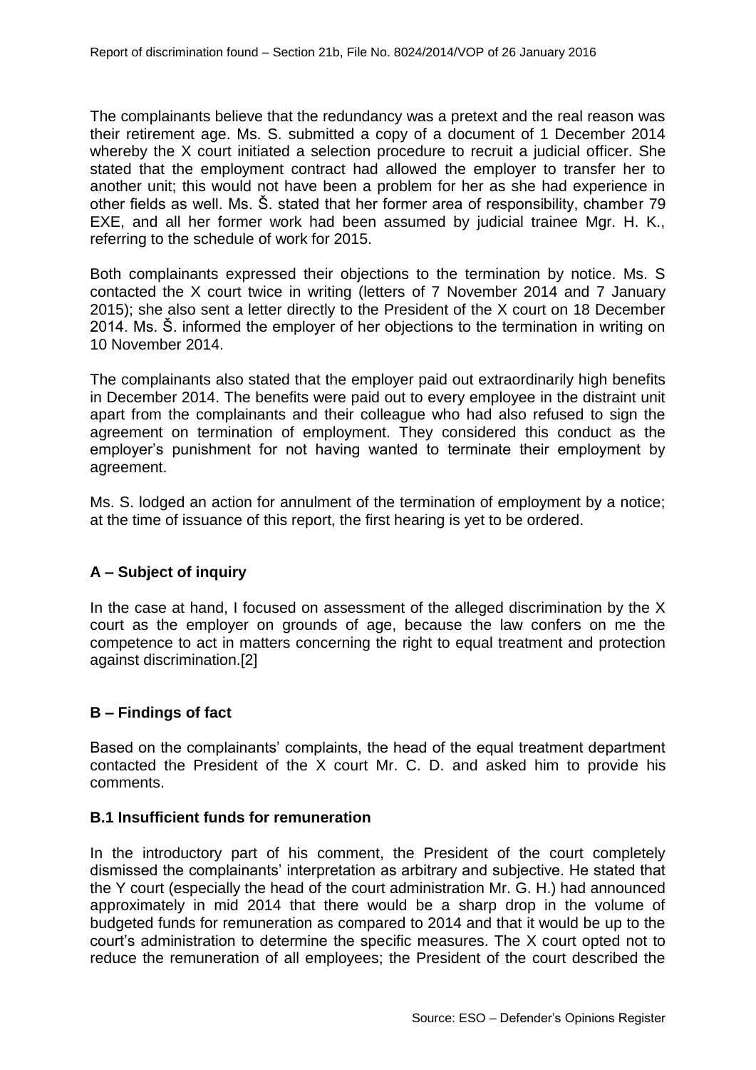The complainants believe that the redundancy was a pretext and the real reason was their retirement age. Ms. S. submitted a copy of a document of 1 December 2014 whereby the X court initiated a selection procedure to recruit a judicial officer. She stated that the employment contract had allowed the employer to transfer her to another unit; this would not have been a problem for her as she had experience in other fields as well. Ms. Š. stated that her former area of responsibility, chamber 79 EXE, and all her former work had been assumed by judicial trainee Mgr. H. K., referring to the schedule of work for 2015.

Both complainants expressed their objections to the termination by notice. Ms. S contacted the X court twice in writing (letters of 7 November 2014 and 7 January 2015); she also sent a letter directly to the President of the X court on 18 December 2014. Ms. Š. informed the employer of her objections to the termination in writing on 10 November 2014.

The complainants also stated that the employer paid out extraordinarily high benefits in December 2014. The benefits were paid out to every employee in the distraint unit apart from the complainants and their colleague who had also refused to sign the agreement on termination of employment. They considered this conduct as the employer's punishment for not having wanted to terminate their employment by agreement.

Ms. S. lodged an action for annulment of the termination of employment by a notice; at the time of issuance of this report, the first hearing is yet to be ordered.

## A – Subject of inquiry

In the case at hand, I focused on assessment of the alleged discrimination by the X court as the employer on grounds of age, because the law confers on me the competence to act in matters concerning the right to equal treatment and protection against discrimination.[2]

## B – Findings of fact

Based on the complainants' complaints, the head of the equal treatment department contacted the President of the X court Mr. C. D. and asked him to provide his comments.

### B.1 Insufficient funds for remuneration

In the introductory part of his comment, the President of the court completely dismissed the complainants' interpretation as arbitrary and subjective. He stated that the Y court (especially the head of the court administration Mr. G. H.) had announced approximately in mid 2014 that there would be a sharp drop in the volume of budgeted funds for remuneration as compared to 2014 and that it would be up to the court's administration to determine the specific measures. The X court opted not to reduce the remuneration of all employees; the President of the court described the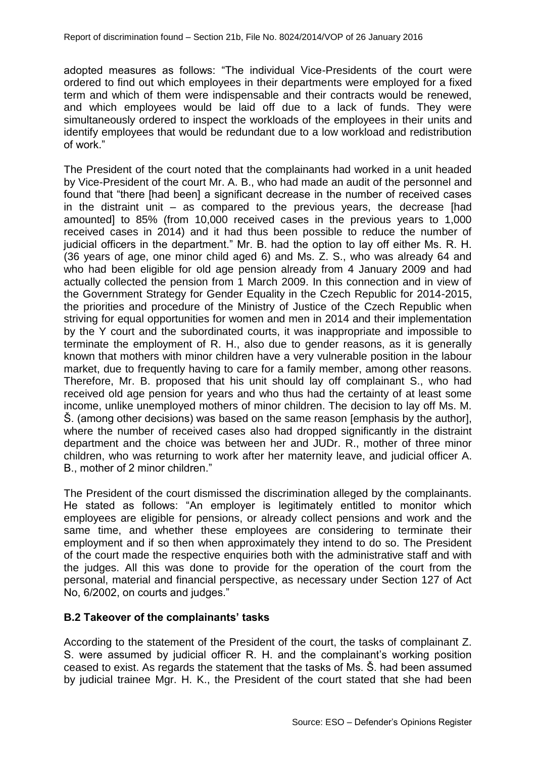adopted measures as follows: "The individual Vice-Presidents of the court were ordered to find out which employees in their departments were employed for a fixed term and which of them were indispensable and their contracts would be renewed, and which employees would be laid off due to a lack of funds. They were simultaneously ordered to inspect the workloads of the employees in their units and identify employees that would be redundant due to a low workload and redistribution of work."

The President of the court noted that the complainants had worked in a unit headed by Vice-President of the court Mr. A. B., who had made an audit of the personnel and found that "there [had been] a significant decrease in the number of received cases in the distraint unit – as compared to the previous years, the decrease [had amounted] to 85% (from 10,000 received cases in the previous years to 1,000 received cases in 2014) and it had thus been possible to reduce the number of judicial officers in the department." Mr. B. had the option to lay off either Ms. R. H. (36 years of age, one minor child aged 6) and Ms. Z. S., who was already 64 and who had been eligible for old age pension already from 4 January 2009 and had actually collected the pension from 1 March 2009. In this connection and in view of the Government Strategy for Gender Equality in the Czech Republic for 2014-2015, the priorities and procedure of the Ministry of Justice of the Czech Republic when striving for equal opportunities for women and men in 2014 and their implementation by the Y court and the subordinated courts, it was inappropriate and impossible to terminate the employment of R. H., also due to gender reasons, as it is generally known that mothers with minor children have a very vulnerable position in the labour market, due to frequently having to care for a family member, among other reasons. Therefore, Mr. B. proposed that his unit should lay off complainant S., who had received old age pension for years and who thus had the certainty of at least some income, unlike unemployed mothers of minor children. The decision to lay off Ms. M. Š. (among other decisions) was based on the same reason [emphasis by the author], where the number of received cases also had dropped significantly in the distraint department and the choice was between her and JUDr. R., mother of three minor children, who was returning to work after her maternity leave, and judicial officer A. B., mother of 2 minor children."

The President of the court dismissed the discrimination alleged by the complainants. He stated as follows: "An employer is legitimately entitled to monitor which employees are eligible for pensions, or already collect pensions and work and the same time, and whether these employees are considering to terminate their employment and if so then when approximately they intend to do so. The President of the court made the respective enquiries both with the administrative staff and with the judges. All this was done to provide for the operation of the court from the personal, material and financial perspective, as necessary under Section 127 of Act No, 6/2002, on courts and judges."

### B.2 Takeover of the complainants' tasks

According to the statement of the President of the court, the tasks of complainant Z. S. were assumed by judicial officer R. H. and the complainant's working position ceased to exist. As regards the statement that the tasks of Ms. Š. had been assumed by judicial trainee Mgr. H. K., the President of the court stated that she had been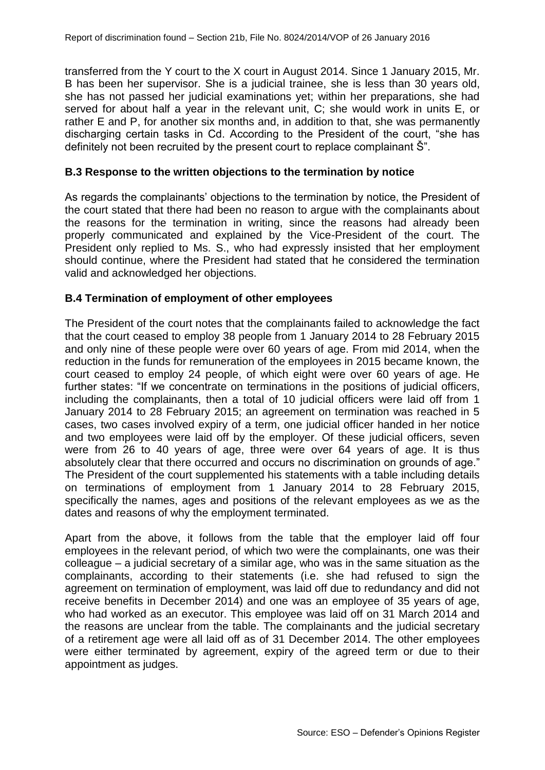transferred from the Y court to the X court in August 2014. Since 1 January 2015, Mr. B has been her supervisor. She is a judicial trainee, she is less than 30 years old, she has not passed her judicial examinations yet; within her preparations, she had served for about half a year in the relevant unit, C; she would work in units E, or rather E and P, for another six months and, in addition to that, she was permanently discharging certain tasks in Cd. According to the President of the court, "she has definitely not been recruited by the present court to replace complainant Š".

### B.3 Response to the written objections to the termination by notice

As regards the complainants' objections to the termination by notice, the President of the court stated that there had been no reason to argue with the complainants about the reasons for the termination in writing, since the reasons had already been properly communicated and explained by the Vice-President of the court. The President only replied to Ms. S., who had expressly insisted that her employment should continue, where the President had stated that he considered the termination valid and acknowledged her objections.

### B.4 Termination of employment of other employees

The President of the court notes that the complainants failed to acknowledge the fact that the court ceased to employ 38 people from 1 January 2014 to 28 February 2015 and only nine of these people were over 60 years of age. From mid 2014, when the reduction in the funds for remuneration of the employees in 2015 became known, the court ceased to employ 24 people, of which eight were over 60 years of age. He further states: "If we concentrate on terminations in the positions of judicial officers, including the complainants, then a total of 10 judicial officers were laid off from 1 January 2014 to 28 February 2015; an agreement on termination was reached in 5 cases, two cases involved expiry of a term, one judicial officer handed in her notice and two employees were laid off by the employer. Of these judicial officers, seven were from 26 to 40 years of age, three were over 64 years of age. It is thus absolutely clear that there occurred and occurs no discrimination on grounds of age." The President of the court supplemented his statements with a table including details on terminations of employment from 1 January 2014 to 28 February 2015, specifically the names, ages and positions of the relevant employees as we as the dates and reasons of why the employment terminated.

Apart from the above, it follows from the table that the employer laid off four employees in the relevant period, of which two were the complainants, one was their colleague – a judicial secretary of a similar age, who was in the same situation as the complainants, according to their statements (i.e. she had refused to sign the agreement on termination of employment, was laid off due to redundancy and did not receive benefits in December 2014) and one was an employee of 35 years of age, who had worked as an executor. This employee was laid off on 31 March 2014 and the reasons are unclear from the table. The complainants and the judicial secretary of a retirement age were all laid off as of 31 December 2014. The other employees were either terminated by agreement, expiry of the agreed term or due to their appointment as judges.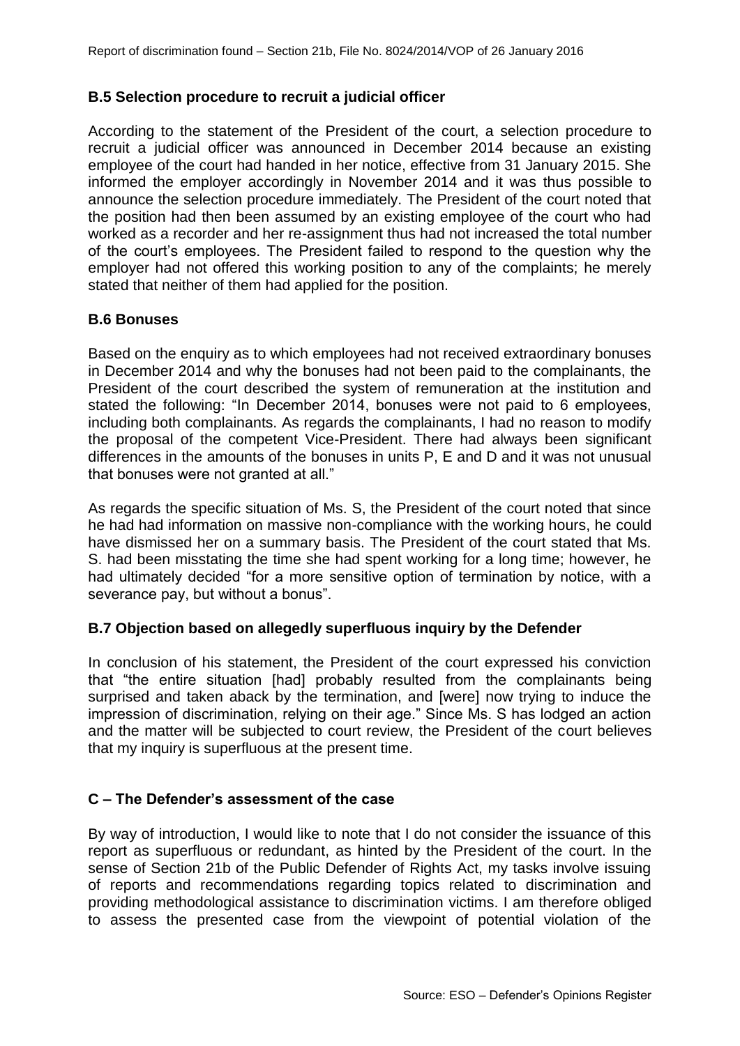### B.5 Selection procedure to recruit a judicial officer

According to the statement of the President of the court, a selection procedure to recruit a judicial officer was announced in December 2014 because an existing employee of the court had handed in her notice, effective from 31 January 2015. She informed the employer accordingly in November 2014 and it was thus possible to announce the selection procedure immediately. The President of the court noted that the position had then been assumed by an existing employee of the court who had worked as a recorder and her re-assignment thus had not increased the total number of the court's employees. The President failed to respond to the question why the employer had not offered this working position to any of the complaints; he merely stated that neither of them had applied for the position.

### B.6 Bonuses

Based on the enquiry as to which employees had not received extraordinary bonuses in December 2014 and why the bonuses had not been paid to the complainants, the President of the court described the system of remuneration at the institution and stated the following: "In December 2014, bonuses were not paid to 6 employees, including both complainants. As regards the complainants, I had no reason to modify the proposal of the competent Vice-President. There had always been significant differences in the amounts of the bonuses in units P, E and D and it was not unusual that bonuses were not granted at all."

As regards the specific situation of Ms. S, the President of the court noted that since he had had information on massive non-compliance with the working hours, he could have dismissed her on a summary basis. The President of the court stated that Ms. S. had been misstating the time she had spent working for a long time; however, he had ultimately decided "for a more sensitive option of termination by notice, with a severance pay, but without a bonus".

### B.7 Objection based on allegedly superfluous inquiry by the Defender

In conclusion of his statement, the President of the court expressed his conviction that "the entire situation [had] probably resulted from the complainants being surprised and taken aback by the termination, and [were] now trying to induce the impression of discrimination, relying on their age." Since Ms. S has lodged an action and the matter will be subjected to court review, the President of the court believes that my inquiry is superfluous at the present time.

## C – The Defender's assessment of the case

By way of introduction, I would like to note that I do not consider the issuance of this report as superfluous or redundant, as hinted by the President of the court. In the sense of Section 21b of the Public Defender of Rights Act, my tasks involve issuing of reports and recommendations regarding topics related to discrimination and providing methodological assistance to discrimination victims. I am therefore obliged to assess the presented case from the viewpoint of potential violation of the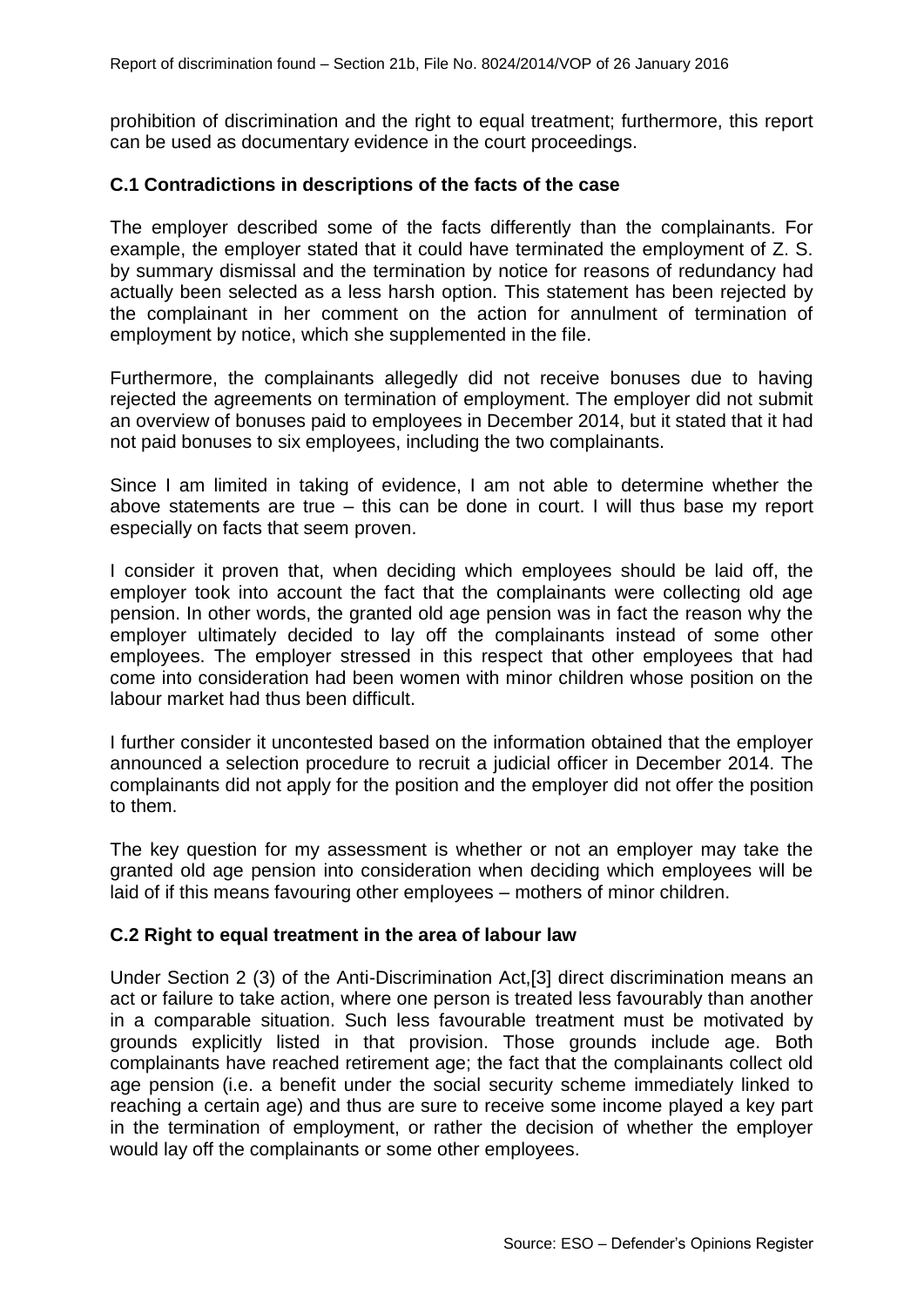prohibition of discrimination and the right to equal treatment; furthermore, this report can be used as documentary evidence in the court proceedings.

### C.1 Contradictions in descriptions of the facts of the case

The employer described some of the facts differently than the complainants. For example, the employer stated that it could have terminated the employment of Z. S. by summary dismissal and the termination by notice for reasons of redundancy had actually been selected as a less harsh option. This statement has been rejected by the complainant in her comment on the action for annulment of termination of employment by notice, which she supplemented in the file.

Furthermore, the complainants allegedly did not receive bonuses due to having rejected the agreements on termination of employment. The employer did not submit an overview of bonuses paid to employees in December 2014, but it stated that it had not paid bonuses to six employees, including the two complainants.

Since I am limited in taking of evidence, I am not able to determine whether the above statements are true – this can be done in court. I will thus base my report especially on facts that seem proven.

I consider it proven that, when deciding which employees should be laid off, the employer took into account the fact that the complainants were collecting old age pension. In other words, the granted old age pension was in fact the reason why the employer ultimately decided to lay off the complainants instead of some other employees. The employer stressed in this respect that other employees that had come into consideration had been women with minor children whose position on the labour market had thus been difficult.

I further consider it uncontested based on the information obtained that the employer announced a selection procedure to recruit a judicial officer in December 2014. The complainants did not apply for the position and the employer did not offer the position to them.

The key question for my assessment is whether or not an employer may take the granted old age pension into consideration when deciding which employees will be laid of if this means favouring other employees – mothers of minor children.

### C.2 Right to equal treatment in the area of labour law

Under Section 2 (3) of the Anti-Discrimination Act,[3] direct discrimination means an act or failure to take action, where one person is treated less favourably than another in a comparable situation. Such less favourable treatment must be motivated by grounds explicitly listed in that provision. Those grounds include age. Both complainants have reached retirement age; the fact that the complainants collect old age pension (i.e. a benefit under the social security scheme immediately linked to reaching a certain age) and thus are sure to receive some income played a key part in the termination of employment, or rather the decision of whether the employer would lay off the complainants or some other employees.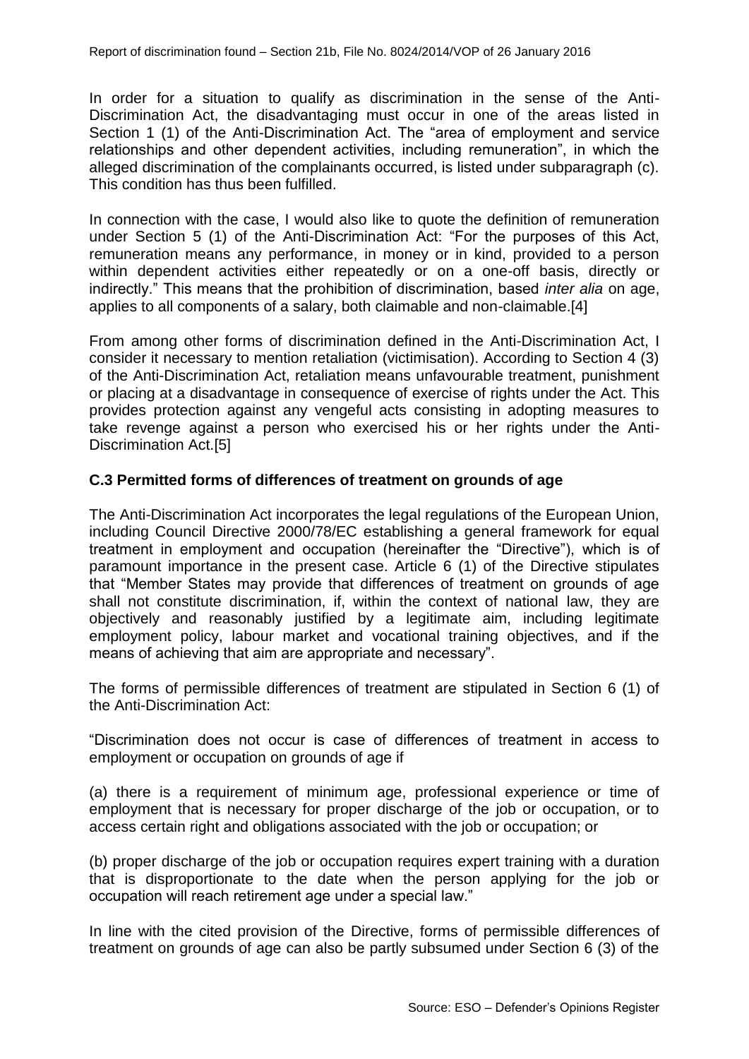In order for a situation to qualify as discrimination in the sense of the Anti-Discrimination Act, the disadvantaging must occur in one of the areas listed in Section 1 (1) of the Anti-Discrimination Act. The "area of employment and service relationships and other dependent activities, including remuneration", in which the alleged discrimination of the complainants occurred, is listed under subparagraph (c). This condition has thus been fulfilled.

In connection with the case, I would also like to quote the definition of remuneration under Section 5 (1) of the Anti-Discrimination Act: "For the purposes of this Act, remuneration means any performance, in money or in kind, provided to a person within dependent activities either repeatedly or on a one-off basis, directly or indirectly." This means that the prohibition of discrimination, based *inter alia* on age, applies to all components of a salary, both claimable and non-claimable.[4]

From among other forms of discrimination defined in the Anti-Discrimination Act, I consider it necessary to mention retaliation (victimisation). According to Section 4 (3) of the Anti-Discrimination Act, retaliation means unfavourable treatment, punishment or placing at a disadvantage in consequence of exercise of rights under the Act. This provides protection against any vengeful acts consisting in adopting measures to take revenge against a person who exercised his or her rights under the Anti-Discrimination Act.[5]

### C.3 Permitted forms of differences of treatment on grounds of age

The Anti-Discrimination Act incorporates the legal regulations of the European Union, including Council Directive 2000/78/EC establishing a general framework for equal treatment in employment and occupation (hereinafter the "Directive"), which is of paramount importance in the present case. Article 6 (1) of the Directive stipulates that "Member States may provide that differences of treatment on grounds of age shall not constitute discrimination, if, within the context of national law, they are objectively and reasonably justified by a legitimate aim, including legitimate employment policy, labour market and vocational training objectives, and if the means of achieving that aim are appropriate and necessary".

The forms of permissible differences of treatment are stipulated in Section 6 (1) of the Anti-Discrimination Act:

"Discrimination does not occur is case of differences of treatment in access to employment or occupation on grounds of age if

(a) there is a requirement of minimum age, professional experience or time of employment that is necessary for proper discharge of the job or occupation, or to access certain right and obligations associated with the job or occupation; or

(b) proper discharge of the job or occupation requires expert training with a duration that is disproportionate to the date when the person applying for the job or occupation will reach retirement age under a special law."

In line with the cited provision of the Directive, forms of permissible differences of treatment on grounds of age can also be partly subsumed under Section 6 (3) of the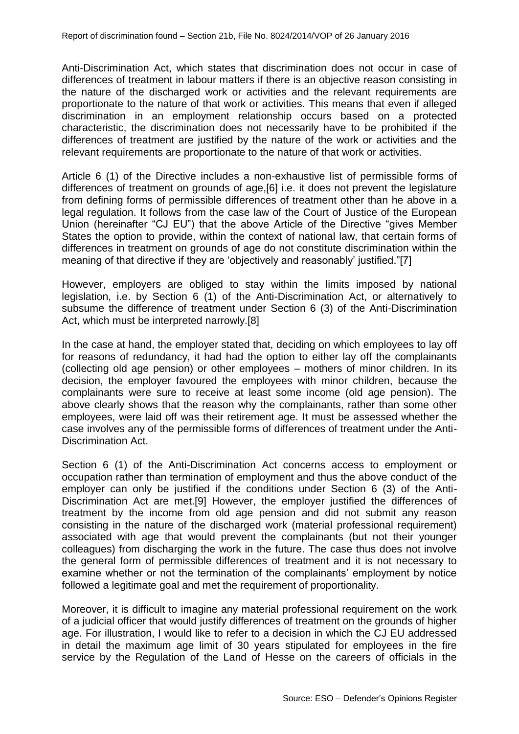Anti-Discrimination Act, which states that discrimination does not occur in case of differences of treatment in labour matters if there is an objective reason consisting in the nature of the discharged work or activities and the relevant requirements are proportionate to the nature of that work or activities. This means that even if alleged discrimination in an employment relationship occurs based on a protected characteristic, the discrimination does not necessarily have to be prohibited if the differences of treatment are justified by the nature of the work or activities and the relevant requirements are proportionate to the nature of that work or activities.

Article 6 (1) of the Directive includes a non-exhaustive list of permissible forms of differences of treatment on grounds of age,[6] i.e. it does not prevent the legislature from defining forms of permissible differences of treatment other than he above in a legal regulation. It follows from the case law of the Court of Justice of the European Union (hereinafter "CJ EU") that the above Article of the Directive "gives Member States the option to provide, within the context of national law, that certain forms of differences in treatment on grounds of age do not constitute discrimination within the meaning of that directive if they are 'objectively and reasonably' justified."[7]

However, employers are obliged to stay within the limits imposed by national legislation, i.e. by Section 6 (1) of the Anti-Discrimination Act, or alternatively to subsume the difference of treatment under Section 6 (3) of the Anti-Discrimination Act, which must be interpreted narrowly.[8]

In the case at hand, the employer stated that, deciding on which employees to lay off for reasons of redundancy, it had had the option to either lay off the complainants (collecting old age pension) or other employees – mothers of minor children. In its decision, the employer favoured the employees with minor children, because the complainants were sure to receive at least some income (old age pension). The above clearly shows that the reason why the complainants, rather than some other employees, were laid off was their retirement age. It must be assessed whether the case involves any of the permissible forms of differences of treatment under the Anti-Discrimination Act.

Section 6 (1) of the Anti-Discrimination Act concerns access to employment or occupation rather than termination of employment and thus the above conduct of the employer can only be justified if the conditions under Section 6 (3) of the Anti-Discrimination Act are met.[9] However, the employer justified the differences of treatment by the income from old age pension and did not submit any reason consisting in the nature of the discharged work (material professional requirement) associated with age that would prevent the complainants (but not their younger colleagues) from discharging the work in the future. The case thus does not involve the general form of permissible differences of treatment and it is not necessary to examine whether or not the termination of the complainants' employment by notice followed a legitimate goal and met the requirement of proportionality.

Moreover, it is difficult to imagine any material professional requirement on the work of a judicial officer that would justify differences of treatment on the grounds of higher age. For illustration, I would like to refer to a decision in which the CJ EU addressed in detail the maximum age limit of 30 years stipulated for employees in the fire service by the Regulation of the Land of Hesse on the careers of officials in the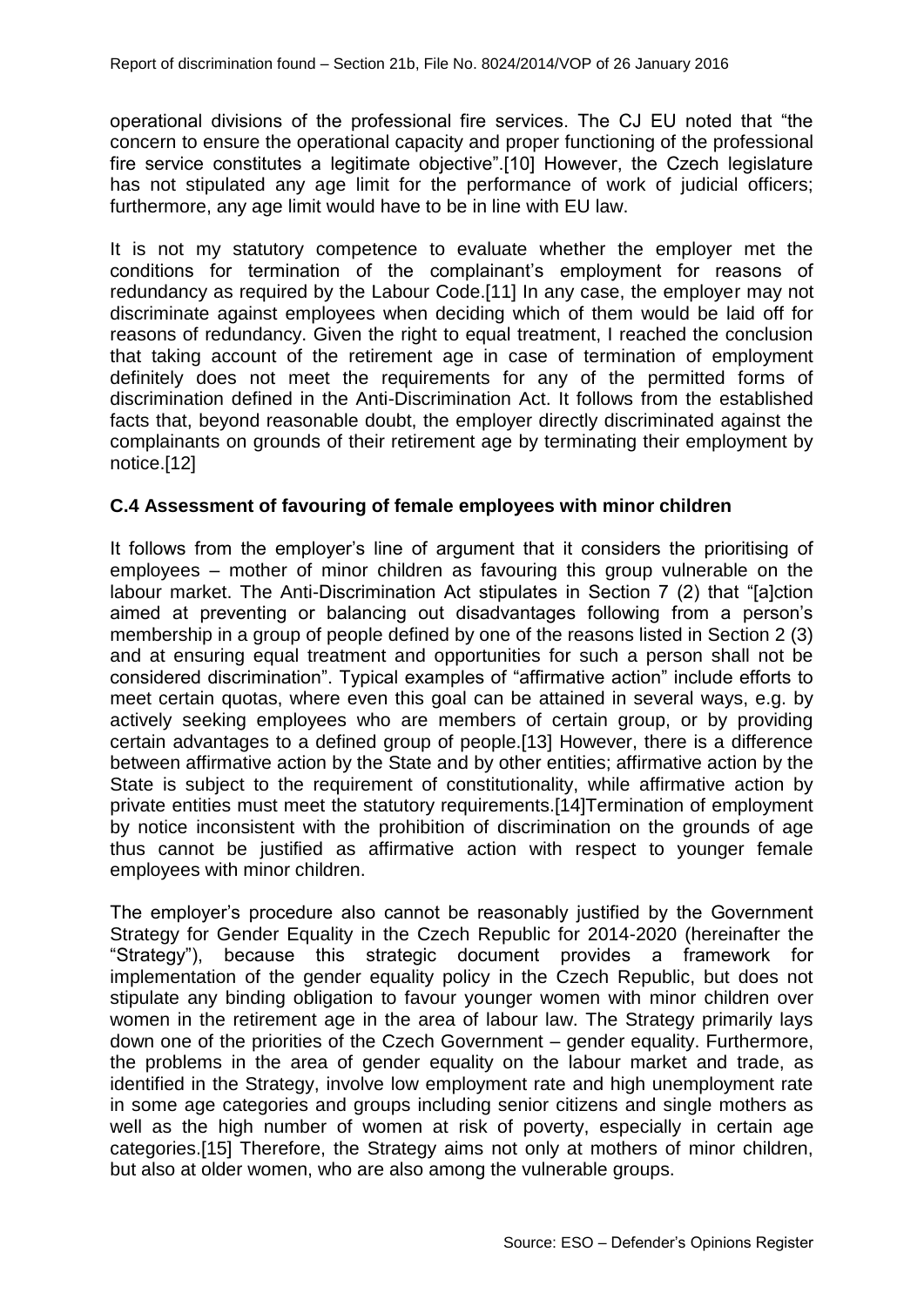operational divisions of the professional fire services. The CJ EU noted that "the concern to ensure the operational capacity and proper functioning of the professional fire service constitutes a legitimate objective".[10] However, the Czech legislature has not stipulated any age limit for the performance of work of judicial officers; furthermore, any age limit would have to be in line with EU law.

It is not my statutory competence to evaluate whether the employer met the conditions for termination of the complainant's employment for reasons of redundancy as required by the Labour Code.[11] In any case, the employer may not discriminate against employees when deciding which of them would be laid off for reasons of redundancy. Given the right to equal treatment, I reached the conclusion that taking account of the retirement age in case of termination of employment definitely does not meet the requirements for any of the permitted forms of discrimination defined in the Anti-Discrimination Act. It follows from the established facts that, beyond reasonable doubt, the employer directly discriminated against the complainants on grounds of their retirement age by terminating their employment by notice.[12]

### C.4 Assessment of favouring of female employees with minor children

It follows from the employer's line of argument that it considers the prioritising of employees – mother of minor children as favouring this group vulnerable on the labour market. The Anti-Discrimination Act stipulates in Section 7 (2) that "[a]ction aimed at preventing or balancing out disadvantages following from a person's membership in a group of people defined by one of the reasons listed in Section 2 (3) and at ensuring equal treatment and opportunities for such a person shall not be considered discrimination". Typical examples of "affirmative action" include efforts to meet certain quotas, where even this goal can be attained in several ways, e.g. by actively seeking employees who are members of certain group, or by providing certain advantages to a defined group of people.[13] However, there is a difference between affirmative action by the State and by other entities; affirmative action by the State is subject to the requirement of constitutionality, while affirmative action by private entities must meet the statutory requirements.[14]Termination of employment by notice inconsistent with the prohibition of discrimination on the grounds of age thus cannot be justified as affirmative action with respect to younger female employees with minor children.

The employer's procedure also cannot be reasonably justified by the Government Strategy for Gender Equality in the Czech Republic for 2014-2020 (hereinafter the "Strategy"), because this strategic document provides a framework for implementation of the gender equality policy in the Czech Republic, but does not stipulate any binding obligation to favour younger women with minor children over women in the retirement age in the area of labour law. The Strategy primarily lays down one of the priorities of the Czech Government – gender equality. Furthermore, the problems in the area of gender equality on the labour market and trade, as identified in the Strategy, involve low employment rate and high unemployment rate in some age categories and groups including senior citizens and single mothers as well as the high number of women at risk of poverty, especially in certain age categories.[15] Therefore, the Strategy aims not only at mothers of minor children, but also at older women, who are also among the vulnerable groups.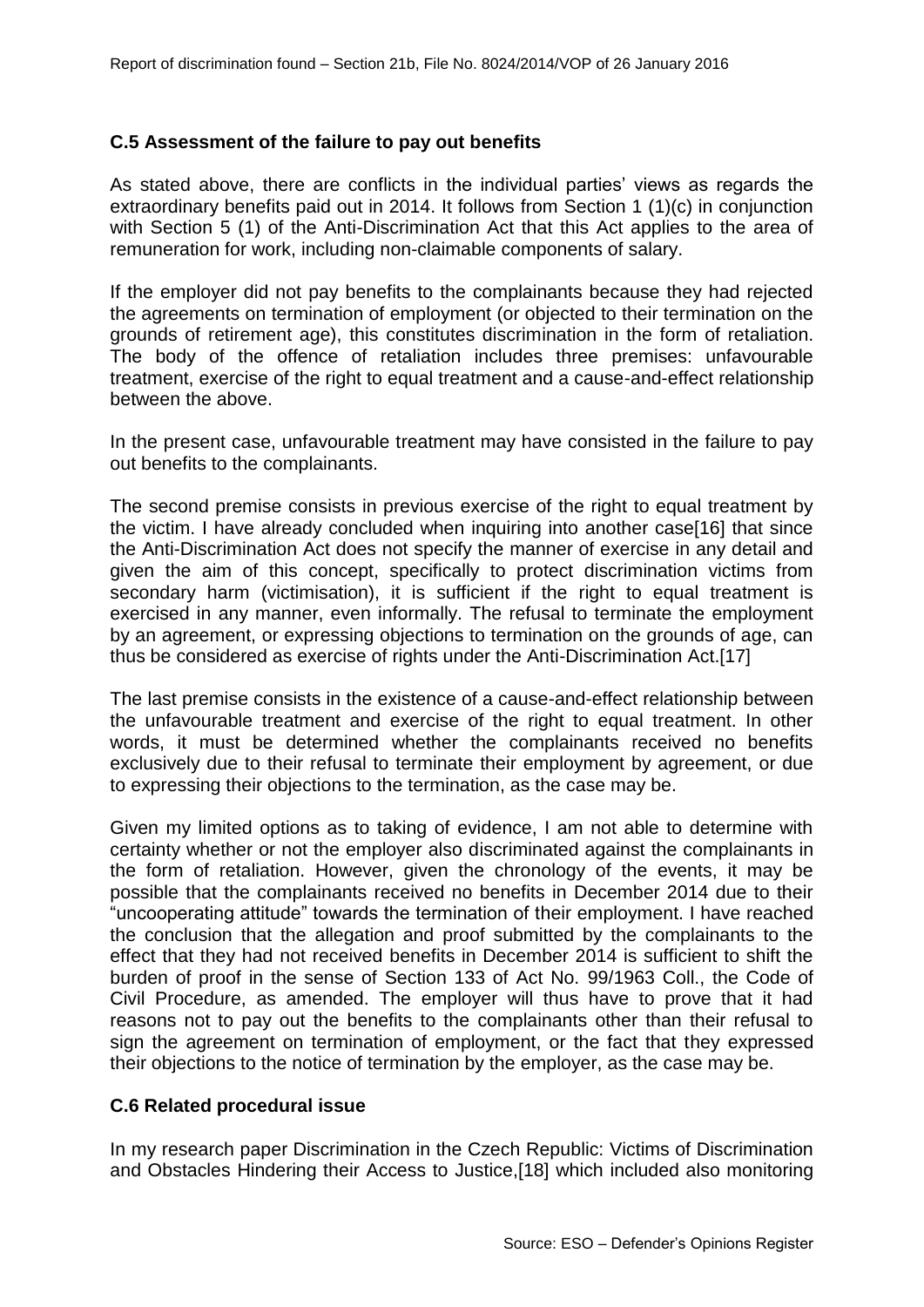## C.5 Assessment of the failure to pay out benefits

As stated above, there are conflicts in the individual parties' views as regards the extraordinary benefits paid out in 2014. It follows from Section 1 (1)(c) in conjunction with Section 5 (1) of the Anti-Discrimination Act that this Act applies to the area of remuneration for work, including non-claimable components of salary.

If the employer did not pay benefits to the complainants because they had rejected the agreements on termination of employment (or objected to their termination on the grounds of retirement age), this constitutes discrimination in the form of retaliation. The body of the offence of retaliation includes three premises: unfavourable treatment, exercise of the right to equal treatment and a cause-and-effect relationship between the above.

In the present case, unfavourable treatment may have consisted in the failure to pay out benefits to the complainants.

The second premise consists in previous exercise of the right to equal treatment by the victim. I have already concluded when inquiring into another case[16] that since the Anti-Discrimination Act does not specify the manner of exercise in any detail and given the aim of this concept, specifically to protect discrimination victims from secondary harm (victimisation), it is sufficient if the right to equal treatment is exercised in any manner, even informally. The refusal to terminate the employment by an agreement, or expressing objections to termination on the grounds of age, can thus be considered as exercise of rights under the Anti-Discrimination Act.[17]

The last premise consists in the existence of a cause-and-effect relationship between the unfavourable treatment and exercise of the right to equal treatment. In other words, it must be determined whether the complainants received no benefits exclusively due to their refusal to terminate their employment by agreement, or due to expressing their objections to the termination, as the case may be.

Given my limited options as to taking of evidence, I am not able to determine with certainty whether or not the employer also discriminated against the complainants in the form of retaliation. However, given the chronology of the events, it may be possible that the complainants received no benefits in December 2014 due to their "uncooperating attitude" towards the termination of their employment. I have reached the conclusion that the allegation and proof submitted by the complainants to the effect that they had not received benefits in December 2014 is sufficient to shift the burden of proof in the sense of Section 133 of Act No. 99/1963 Coll., the Code of Civil Procedure, as amended. The employer will thus have to prove that it had reasons not to pay out the benefits to the complainants other than their refusal to sign the agreement on termination of employment, or the fact that they expressed their objections to the notice of termination by the employer, as the case may be.

## C.6 Related procedural issue

In my research paper Discrimination in the Czech Republic: Victims of Discrimination and Obstacles Hindering their Access to Justice,[18] which included also monitoring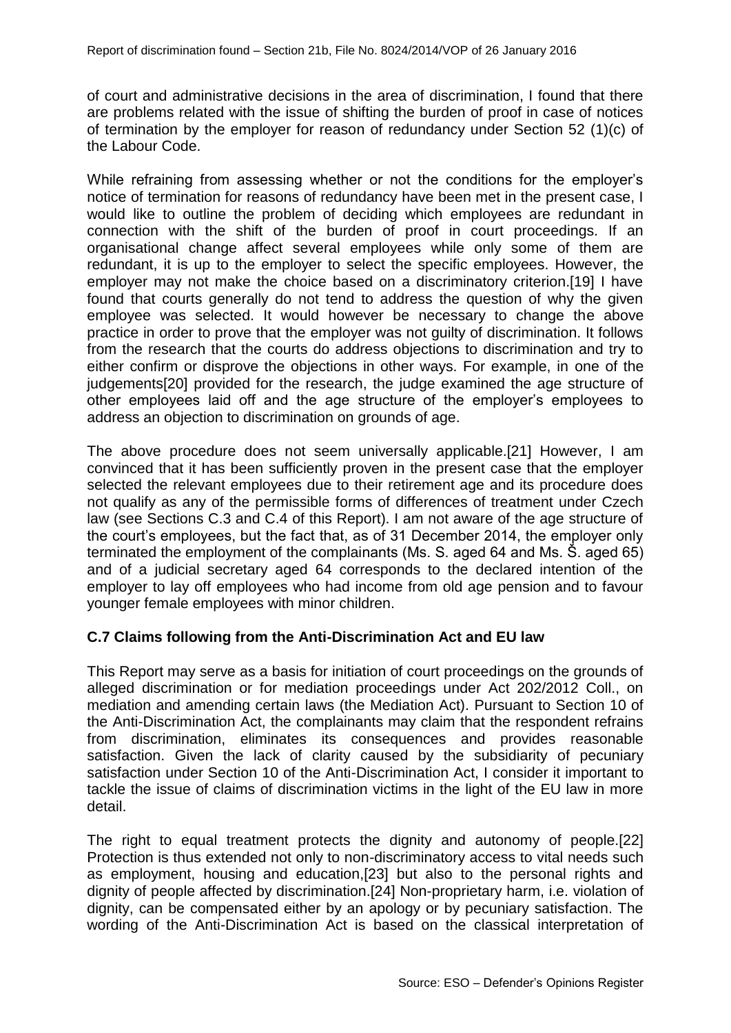of court and administrative decisions in the area of discrimination, I found that there are problems related with the issue of shifting the burden of proof in case of notices of termination by the employer for reason of redundancy under Section 52 (1)(c) of the Labour Code.

While refraining from assessing whether or not the conditions for the employer's notice of termination for reasons of redundancy have been met in the present case, I would like to outline the problem of deciding which employees are redundant in connection with the shift of the burden of proof in court proceedings. If an organisational change affect several employees while only some of them are redundant, it is up to the employer to select the specific employees. However, the employer may not make the choice based on a discriminatory criterion.[19] I have found that courts generally do not tend to address the question of why the given employee was selected. It would however be necessary to change the above practice in order to prove that the employer was not guilty of discrimination. It follows from the research that the courts do address objections to discrimination and try to either confirm or disprove the objections in other ways. For example, in one of the judgements[20] provided for the research, the judge examined the age structure of other employees laid off and the age structure of the employer's employees to address an objection to discrimination on grounds of age.

The above procedure does not seem universally applicable.[21] However, I am convinced that it has been sufficiently proven in the present case that the employer selected the relevant employees due to their retirement age and its procedure does not qualify as any of the permissible forms of differences of treatment under Czech law (see Sections C.3 and C.4 of this Report). I am not aware of the age structure of the court's employees, but the fact that, as of 31 December 2014, the employer only terminated the employment of the complainants (Ms. S. aged 64 and Ms. Š. aged 65) and of a judicial secretary aged 64 corresponds to the declared intention of the employer to lay off employees who had income from old age pension and to favour younger female employees with minor children.

### C.7 Claims following from the Anti-Discrimination Act and EU law

This Report may serve as a basis for initiation of court proceedings on the grounds of alleged discrimination or for mediation proceedings under Act 202/2012 Coll., on mediation and amending certain laws (the Mediation Act). Pursuant to Section 10 of the Anti-Discrimination Act, the complainants may claim that the respondent refrains from discrimination, eliminates its consequences and provides reasonable satisfaction. Given the lack of clarity caused by the subsidiarity of pecuniary satisfaction under Section 10 of the Anti-Discrimination Act, I consider it important to tackle the issue of claims of discrimination victims in the light of the EU law in more detail.

The right to equal treatment protects the dignity and autonomy of people.[22] Protection is thus extended not only to non-discriminatory access to vital needs such as employment, housing and education,[23] but also to the personal rights and dignity of people affected by discrimination.[24] Non-proprietary harm, i.e. violation of dignity, can be compensated either by an apology or by pecuniary satisfaction. The wording of the Anti-Discrimination Act is based on the classical interpretation of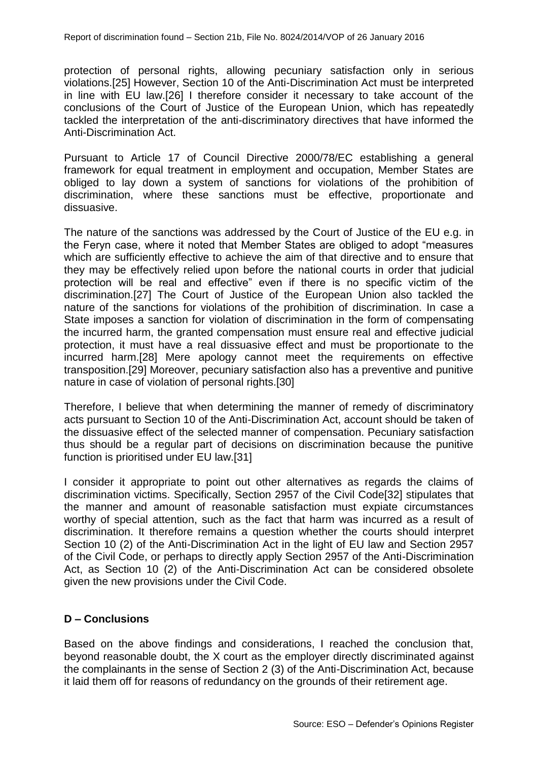protection of personal rights, allowing pecuniary satisfaction only in serious violations.[25] However, Section 10 of the Anti-Discrimination Act must be interpreted in line with EU law.[26] I therefore consider it necessary to take account of the conclusions of the Court of Justice of the European Union, which has repeatedly tackled the interpretation of the anti-discriminatory directives that have informed the Anti-Discrimination Act.

Pursuant to Article 17 of Council Directive 2000/78/EC establishing a general framework for equal treatment in employment and occupation, Member States are obliged to lay down a system of sanctions for violations of the prohibition of discrimination, where these sanctions must be effective, proportionate and dissuasive.

The nature of the sanctions was addressed by the Court of Justice of the EU e.g. in the Feryn case, where it noted that Member States are obliged to adopt "measures which are sufficiently effective to achieve the aim of that directive and to ensure that they may be effectively relied upon before the national courts in order that judicial protection will be real and effective" even if there is no specific victim of the discrimination.[27] The Court of Justice of the European Union also tackled the nature of the sanctions for violations of the prohibition of discrimination. In case a State imposes a sanction for violation of discrimination in the form of compensating the incurred harm, the granted compensation must ensure real and effective judicial protection, it must have a real dissuasive effect and must be proportionate to the incurred harm.[28] Mere apology cannot meet the requirements on effective transposition.[29] Moreover, pecuniary satisfaction also has a preventive and punitive nature in case of violation of personal rights.[30]

Therefore, I believe that when determining the manner of remedy of discriminatory acts pursuant to Section 10 of the Anti-Discrimination Act, account should be taken of the dissuasive effect of the selected manner of compensation. Pecuniary satisfaction thus should be a regular part of decisions on discrimination because the punitive function is prioritised under EU law.[31]

I consider it appropriate to point out other alternatives as regards the claims of discrimination victims. Specifically, Section 2957 of the Civil Code[32] stipulates that the manner and amount of reasonable satisfaction must expiate circumstances worthy of special attention, such as the fact that harm was incurred as a result of discrimination. It therefore remains a question whether the courts should interpret Section 10 (2) of the Anti-Discrimination Act in the light of EU law and Section 2957 of the Civil Code, or perhaps to directly apply Section 2957 of the Anti-Discrimination Act, as Section 10 (2) of the Anti-Discrimination Act can be considered obsolete given the new provisions under the Civil Code.

## D – Conclusions

Based on the above findings and considerations, I reached the conclusion that, beyond reasonable doubt, the X court as the employer directly discriminated against the complainants in the sense of Section 2 (3) of the Anti-Discrimination Act, because it laid them off for reasons of redundancy on the grounds of their retirement age.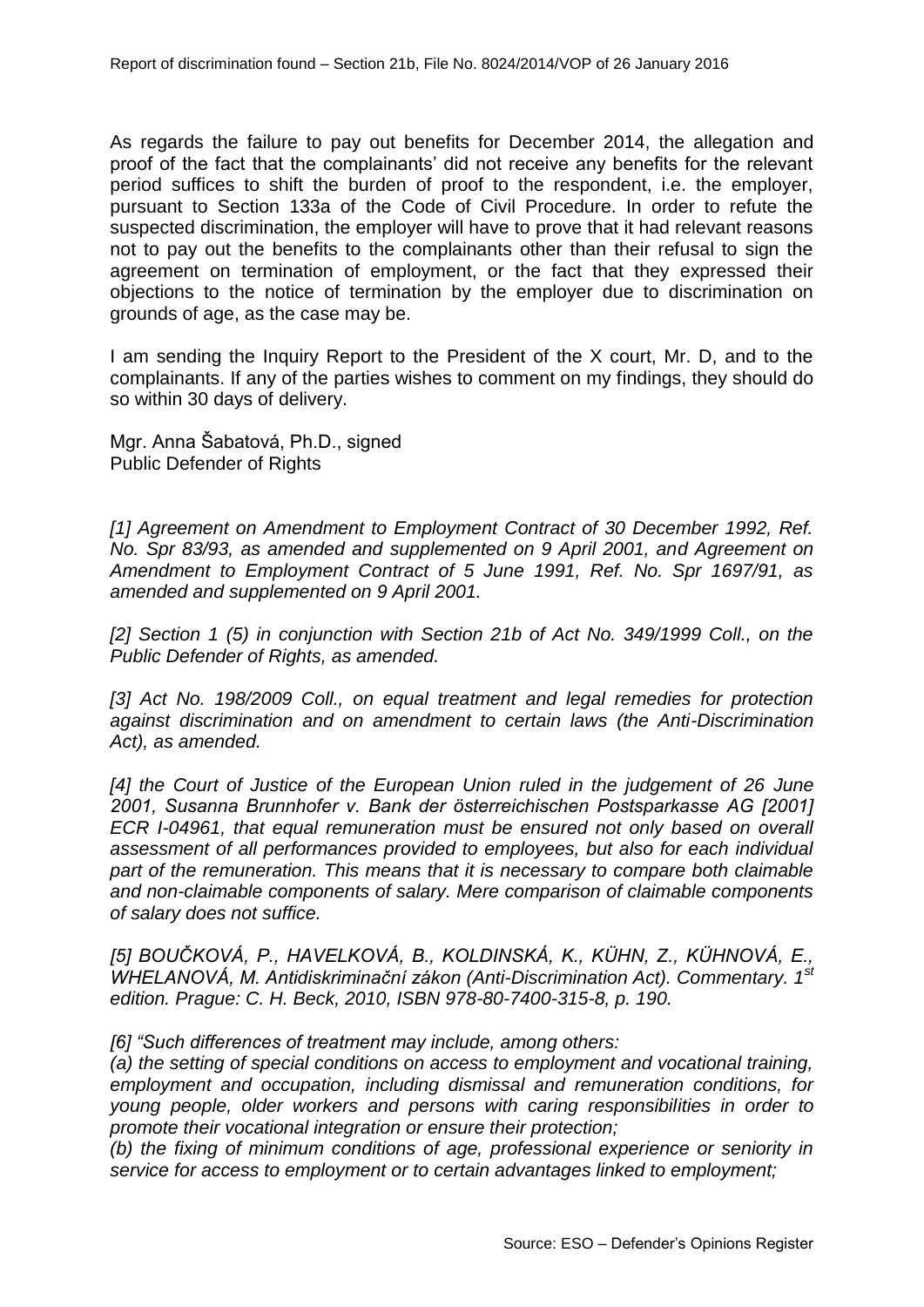As regards the failure to pay out benefits for December 2014, the allegation and proof of the fact that the complainants' did not receive any benefits for the relevant period suffices to shift the burden of proof to the respondent, i.e. the employer, pursuant to Section 133a of the Code of Civil Procedure. In order to refute the suspected discrimination, the employer will have to prove that it had relevant reasons not to pay out the benefits to the complainants other than their refusal to sign the agreement on termination of employment, or the fact that they expressed their objections to the notice of termination by the employer due to discrimination on grounds of age, as the case may be.

I am sending the Inquiry Report to the President of the X court, Mr. D, and to the complainants. If any of the parties wishes to comment on my findings, they should do so within 30 days of delivery.

Mgr. Anna Šabatová, Ph.D., signed
Public Defender of Rights

*[1] Agreement on Amendment to Employment Contract of 30 December 1992, Ref. No. Spr 83/93, as amended and supplemented on 9 April 2001, and Agreement on Amendment to Employment Contract of 5 June 1991, Ref. No. Spr 1697/91, as amended and supplemented on 9 April 2001.*

*[2] Section 1 (5) in conjunction with Section 21b of Act No. 349/1999 Coll., on the Public Defender of Rights, as amended.*

*[3] Act No. 198/2009 Coll., on equal treatment and legal remedies for protection against discrimination and on amendment to certain laws (the Anti-Discrimination Act), as amended.*

*[4] the Court of Justice of the European Union ruled in the judgement of 26 June 2001, Susanna Brunnhofer v. Bank der österreichischen Postsparkasse AG [2001] ECR I-04961, that equal remuneration must be ensured not only based on overall assessment of all performances provided to employees, but also for each individual part of the remuneration. This means that it is necessary to compare both claimable and non-claimable components of salary. Mere comparison of claimable components of salary does not suffice.*

*[5] BOUČKOVÁ, P., HAVELKOVÁ, B., KOLDINSKÁ, K., KÜHN, Z., KÜHNOVÁ, E., WHELANOVÁ, M. Antidiskriminační zákon (Anti-Discrimination Act). Commentary. 1st edition. Prague: C. H. Beck, 2010, ISBN 978-80-7400-315-8, p. 190.*

*[6] "Such differences of treatment may include, among others:*
*(a) the setting of special conditions on access to employment and vocational training, employment and occupation, including dismissal and remuneration conditions, for young people, older workers and persons with caring responsibilities in order to promote their vocational integration or ensure their protection;*
*(b) the fixing of minimum conditions of age, professional experience or seniority in service for access to employment or to certain advantages linked to employment;*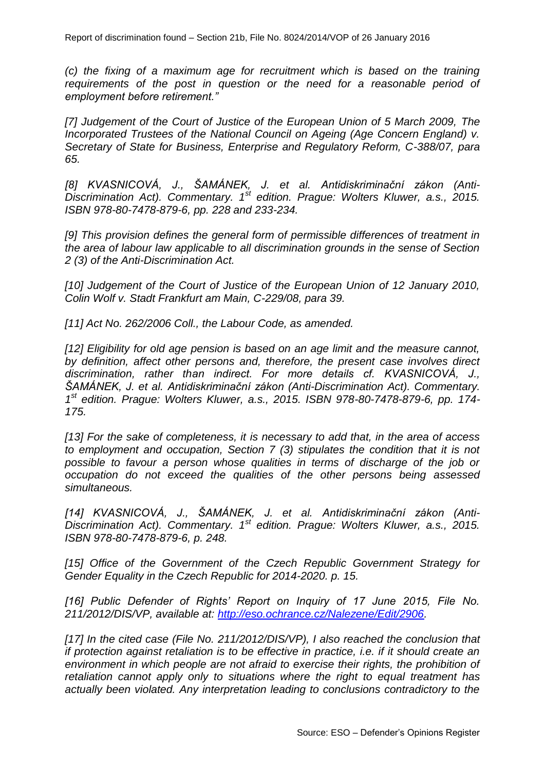*(c) the fixing of a maximum age for recruitment which is based on the training requirements of the post in question or the need for a reasonable period of employment before retirement."*

*[7] Judgement of the Court of Justice of the European Union of 5 March 2009, The Incorporated Trustees of the National Council on Ageing (Age Concern England) v. Secretary of State for Business, Enterprise and Regulatory Reform, C-388/07, para 65.*

*[8] KVASNICOVÁ, J., ŠAMÁNEK, J. et al. Antidiskriminační zákon (Anti-Discrimination Act). Commentary. 1st edition. Prague: Wolters Kluwer, a.s., 2015. ISBN 978-80-7478-879-6, pp. 228 and 233-234.*

*[9] This provision defines the general form of permissible differences of treatment in the area of labour law applicable to all discrimination grounds in the sense of Section 2 (3) of the Anti-Discrimination Act.*

*[10] Judgement of the Court of Justice of the European Union of 12 January 2010, Colin Wolf v. Stadt Frankfurt am Main, C-229/08, para 39.*

*[11] Act No. 262/2006 Coll., the Labour Code, as amended.*

*[12] Eligibility for old age pension is based on an age limit and the measure cannot, by definition, affect other persons and, therefore, the present case involves direct discrimination, rather than indirect. For more details cf. KVASNICOVÁ, J., ŠAMÁNEK, J. et al. Antidiskriminační zákon (Anti-Discrimination Act). Commentary. 1st edition. Prague: Wolters Kluwer, a.s., 2015. ISBN 978-80-7478-879-6, pp. 174-175.*

*[13] For the sake of completeness, it is necessary to add that, in the area of access to employment and occupation, Section 7 (3) stipulates the condition that it is not possible to favour a person whose qualities in terms of discharge of the job or occupation do not exceed the qualities of the other persons being assessed simultaneous.*

*[14] KVASNICOVÁ, J., ŠAMÁNEK, J. et al. Antidiskriminační zákon (Anti-Discrimination Act). Commentary. 1st edition. Prague: Wolters Kluwer, a.s., 2015. ISBN 978-80-7478-879-6, p. 248.*

*[15] Office of the Government of the Czech Republic Government Strategy for Gender Equality in the Czech Republic for 2014-2020. p. 15.*

*[16] Public Defender of Rights' Report on Inquiry of 17 June 2015, File No. 211/2012/DIS/VP, available at: [http://eso.ochrance.cz/Nalezene/Edit/2906](http://eso.ochrance.cz/Nalezene/Edit/2906).*

*[17] In the cited case (File No. 211/2012/DIS/VP), I also reached the conclusion that if protection against retaliation is to be effective in practice, i.e. if it should create an environment in which people are not afraid to exercise their rights, the prohibition of retaliation cannot apply only to situations where the right to equal treatment has actually been violated. Any interpretation leading to conclusions contradictory to the*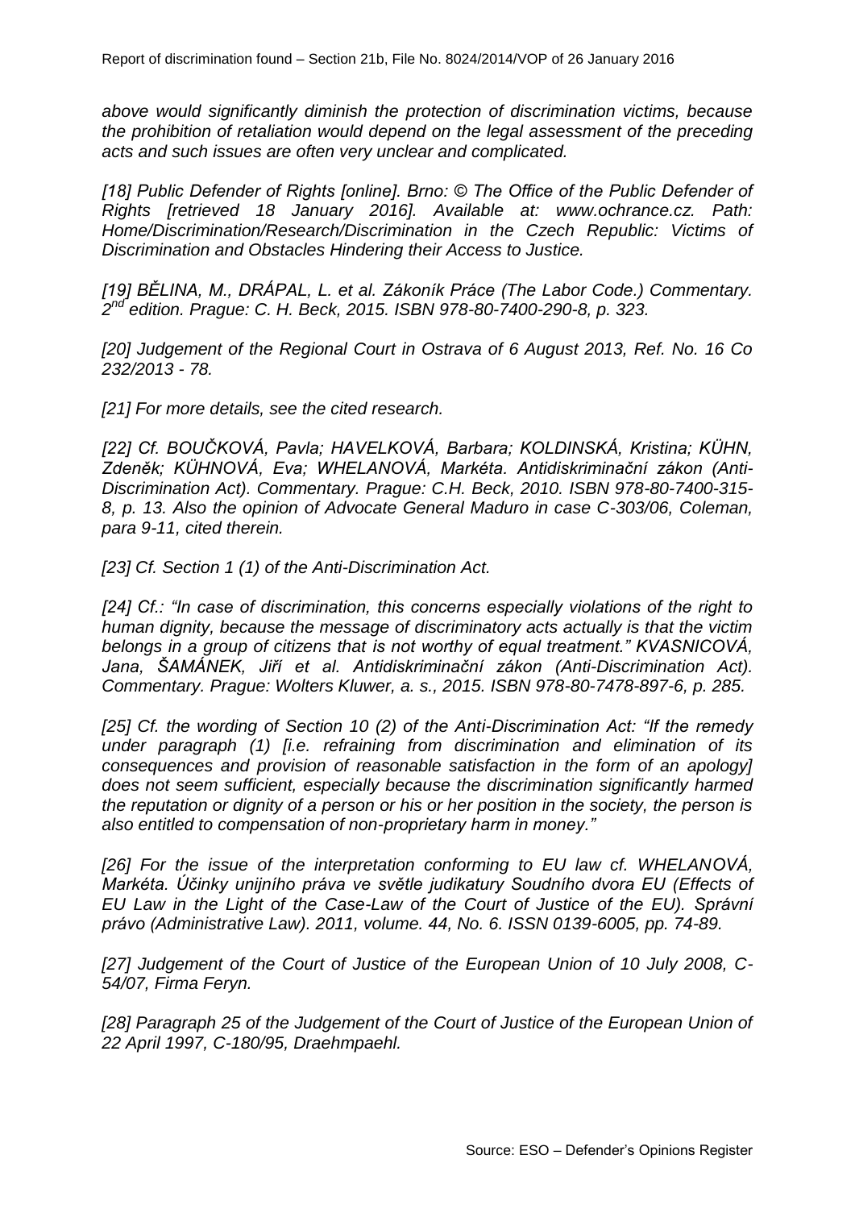*above would significantly diminish the protection of discrimination victims, because the prohibition of retaliation would depend on the legal assessment of the preceding acts and such issues are often very unclear and complicated.*

*[18] Public Defender of Rights [online]. Brno: © The Office of the Public Defender of Rights [retrieved 18 January 2016]. Available at: www.ochrance.cz. Path: Home/Discrimination/Research/Discrimination in the Czech Republic: Victims of Discrimination and Obstacles Hindering their Access to Justice.*

*[19] BĚLINA, M., DRÁPAL, L. et al. Zákoník Práce (The Labor Code.) Commentary. 2nd edition. Prague: C. H. Beck, 2015. ISBN 978-80-7400-290-8, p. 323.*

*[20] Judgement of the Regional Court in Ostrava of 6 August 2013, Ref. No. 16 Co 232/2013 - 78.*

*[21] For more details, see the cited research.*

*[22] Cf. BOUČKOVÁ, Pavla; HAVELKOVÁ, Barbara; KOLDINSKÁ, Kristina; KÜHN, Zdeněk; KÜHNOVÁ, Eva; WHELANOVÁ, Markéta. Antidiskriminační zákon (Anti-Discrimination Act). Commentary. Prague: C.H. Beck, 2010. ISBN 978-80-7400-315-8, p. 13. Also the opinion of Advocate General Maduro in case C-303/06, Coleman, para 9-11, cited therein.*

*[23] Cf. Section 1 (1) of the Anti-Discrimination Act.*

*[24] Cf.: "In case of discrimination, this concerns especially violations of the right to human dignity, because the message of discriminatory acts actually is that the victim belongs in a group of citizens that is not worthy of equal treatment." KVASNICOVÁ, Jana, ŠAMÁNEK, Jiří et al. Antidiskriminační zákon (Anti-Discrimination Act). Commentary. Prague: Wolters Kluwer, a. s., 2015. ISBN 978-80-7478-897-6, p. 285.*

*[25] Cf. the wording of Section 10 (2) of the Anti-Discrimination Act: "If the remedy under paragraph (1) [i.e. refraining from discrimination and elimination of its consequences and provision of reasonable satisfaction in the form of an apology] does not seem sufficient, especially because the discrimination significantly harmed the reputation or dignity of a person or his or her position in the society, the person is also entitled to compensation of non-proprietary harm in money."*

*[26] For the issue of the interpretation conforming to EU law cf. WHELANOVÁ, Markéta. Účinky unijního práva ve světle judikatury Soudního dvora EU (Effects of EU Law in the Light of the Case-Law of the Court of Justice of the EU). Správní právo (Administrative Law). 2011, volume. 44, No. 6. ISSN 0139-6005, pp. 74-89.*

*[27] Judgement of the Court of Justice of the European Union of 10 July 2008, C-54/07, Firma Feryn.*

*[28] Paragraph 25 of the Judgement of the Court of Justice of the European Union of 22 April 1997, C-180/95, Draehmpaehl.*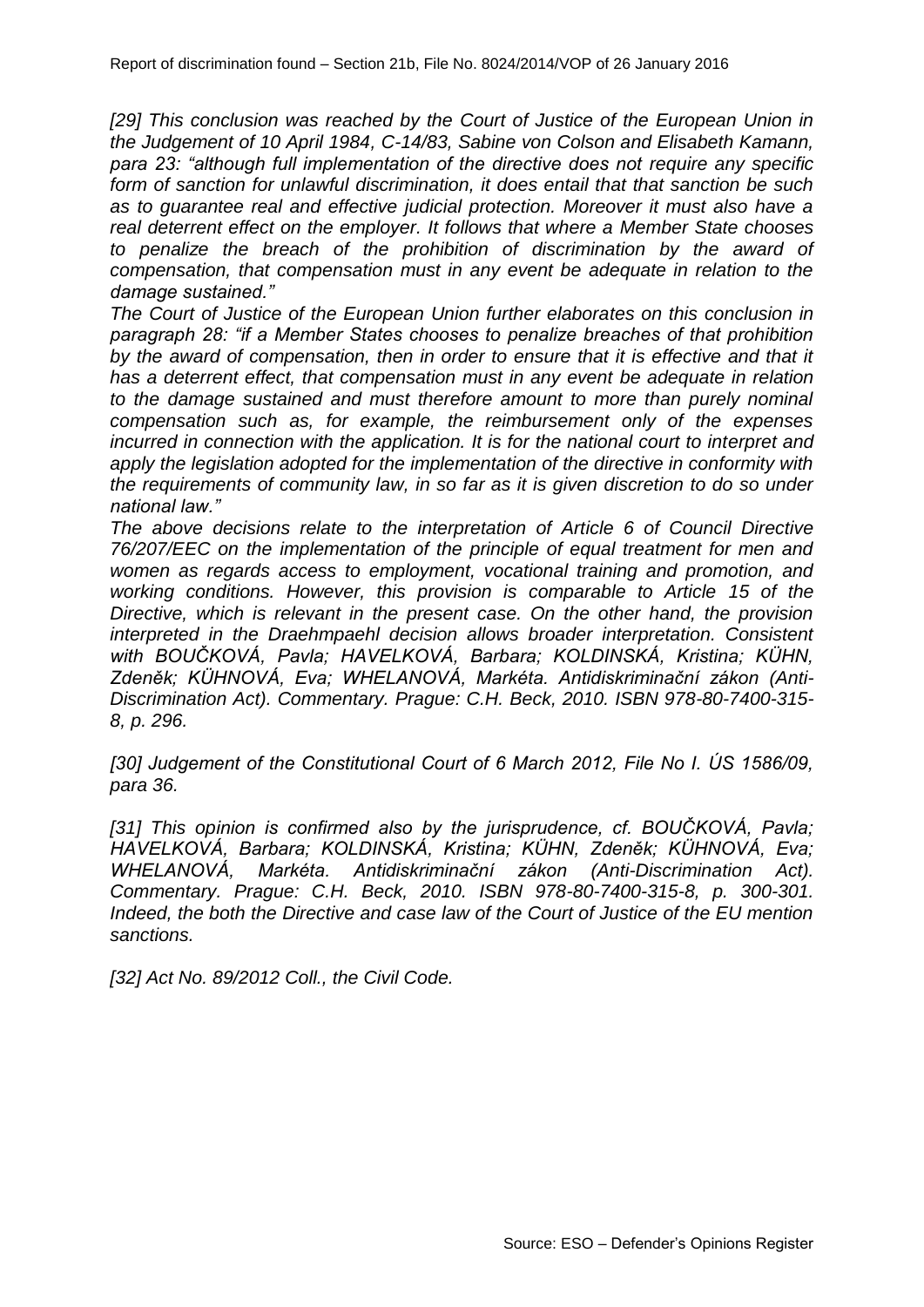*[29] This conclusion was reached by the Court of Justice of the European Union in the Judgement of 10 April 1984, C-14/83, Sabine von Colson and Elisabeth Kamann, para 23: "although full implementation of the directive does not require any specific form of sanction for unlawful discrimination, it does entail that that sanction be such as to guarantee real and effective judicial protection. Moreover it must also have a real deterrent effect on the employer. It follows that where a Member State chooses to penalize the breach of the prohibition of discrimination by the award of compensation, that compensation must in any event be adequate in relation to the damage sustained."*

*The Court of Justice of the European Union further elaborates on this conclusion in paragraph 28: "if a Member States chooses to penalize breaches of that prohibition by the award of compensation, then in order to ensure that it is effective and that it has a deterrent effect, that compensation must in any event be adequate in relation to the damage sustained and must therefore amount to more than purely nominal compensation such as, for example, the reimbursement only of the expenses incurred in connection with the application. It is for the national court to interpret and apply the legislation adopted for the implementation of the directive in conformity with the requirements of community law, in so far as it is given discretion to do so under national law."*

*The above decisions relate to the interpretation of Article 6 of Council Directive 76/207/EEC on the implementation of the principle of equal treatment for men and women as regards access to employment, vocational training and promotion, and working conditions. However, this provision is comparable to Article 15 of the Directive, which is relevant in the present case. On the other hand, the provision interpreted in the Draehmpaehl decision allows broader interpretation. Consistent with BOUČKOVÁ, Pavla; HAVELKOVÁ, Barbara; KOLDINSKÁ, Kristina; KÜHN, Zdeněk; KÜHNOVÁ, Eva; WHELANOVÁ, Markéta. Antidiskriminační zákon (Anti-Discrimination Act). Commentary. Prague: C.H. Beck, 2010. ISBN 978-80-7400-315-8, p. 296.*

*[30] Judgement of the Constitutional Court of 6 March 2012, File No I. ÚS 1586/09, para 36.*

*[31] This opinion is confirmed also by the jurisprudence, cf. BOUČKOVÁ, Pavla; HAVELKOVÁ, Barbara; KOLDINSKÁ, Kristina; KÜHN, Zdeněk; KÜHNOVÁ, Eva; WHELANOVÁ, Markéta. Antidiskriminační zákon (Anti-Discrimination Act). Commentary. Prague: C.H. Beck, 2010. ISBN 978-80-7400-315-8, p. 300-301. Indeed, the both the Directive and case law of the Court of Justice of the EU mention sanctions.*

*[32] Act No. 89/2012 Coll., the Civil Code.*